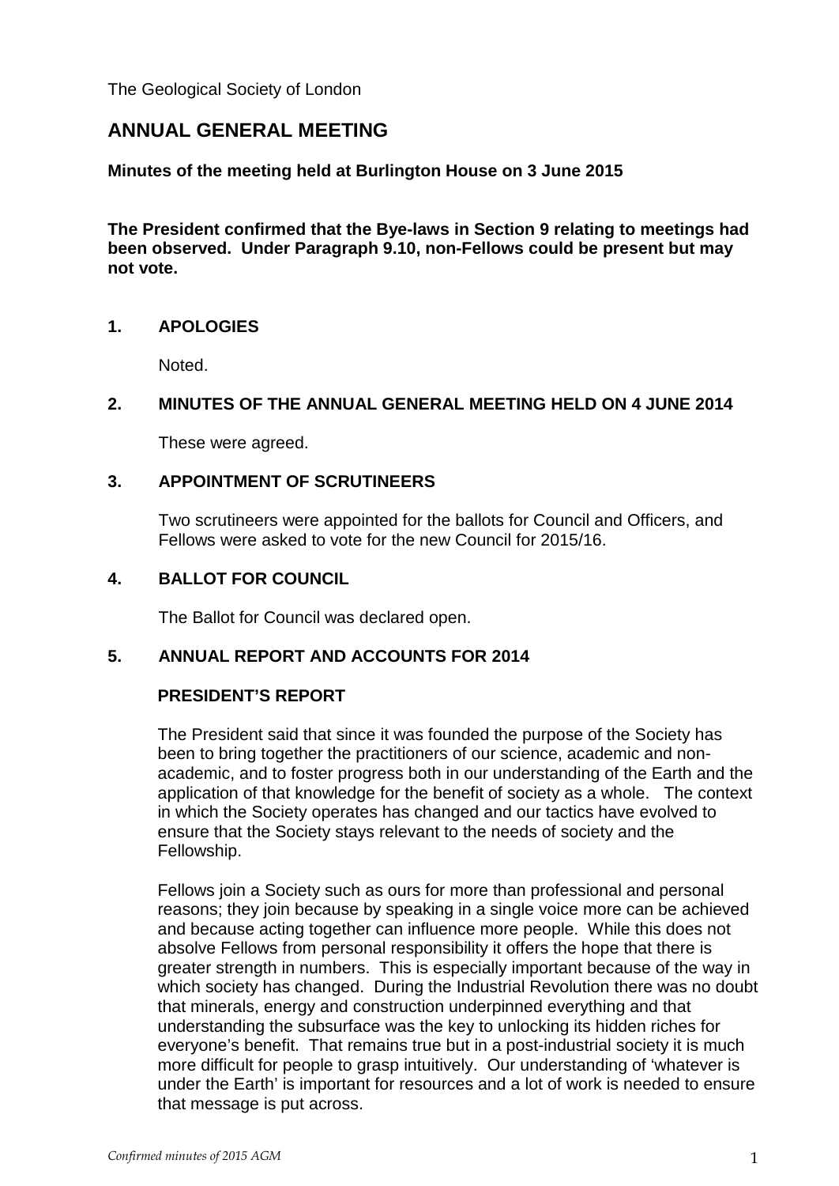The Geological Society of London

# ANNUAL GENERAL MEETING

**Minutes of the meeting held at Burlington House on 3 June 2015**

**The President confirmed that the Bye-laws in Section 9 relating to meetings had been observed. Under Paragraph 9.10, non-Fellows could be present but may not vote.**

## 1. APOLOGIES

Noted.

## 2. MINUTES OF THE ANNUAL GENERAL MEETING HELD ON 4 JUNE 2014

These were agreed.

## 3. APPOINTMENT OF SCRUTINEERS

Two scrutineers were appointed for the ballots for Council and Officers, and Fellows were asked to vote for the new Council for 2015/16.

## 4. BALLOT FOR COUNCIL

The Ballot for Council was declared open.

## 5. ANNUAL REPORT AND ACCOUNTS FOR 2014

### PRESIDENT'S REPORT

The President said that since it was founded the purpose of the Society has been to bring together the practitioners of our science, academic and non-academic, and to foster progress both in our understanding of the Earth and the application of that knowledge for the benefit of society as a whole. The context in which the Society operates has changed and our tactics have evolved to ensure that the Society stays relevant to the needs of society and the Fellowship.

Fellows join a Society such as ours for more than professional and personal reasons; they join because by speaking in a single voice more can be achieved and because acting together can influence more people. While this does not absolve Fellows from personal responsibility it offers the hope that there is greater strength in numbers. This is especially important because of the way in which society has changed. During the Industrial Revolution there was no doubt that minerals, energy and construction underpinned everything and that understanding the subsurface was the key to unlocking its hidden riches for everyone's benefit. That remains true but in a post-industrial society it is much more difficult for people to grasp intuitively. Our understanding of 'whatever is under the Earth' is important for resources and a lot of work is needed to ensure that message is put across.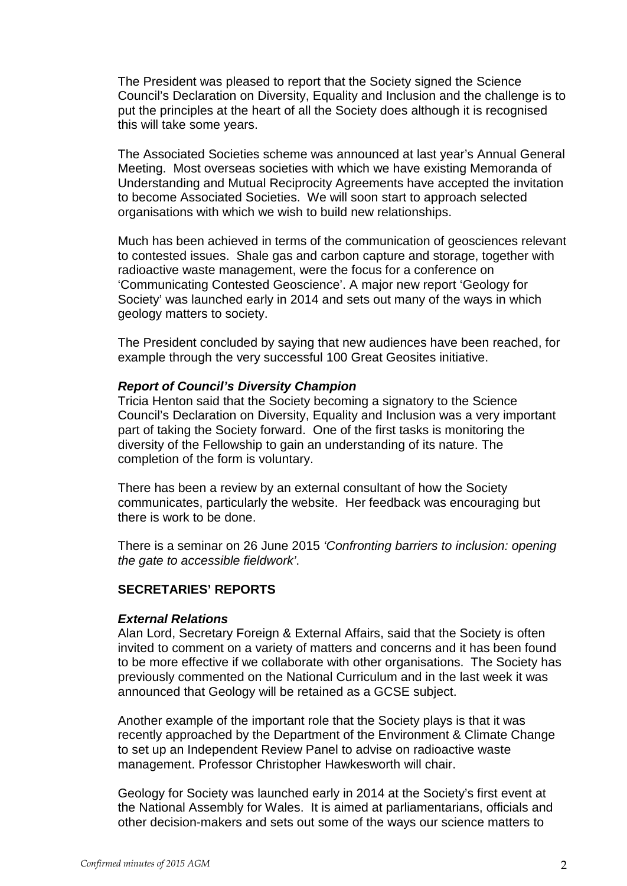The President was pleased to report that the Society signed the Science Council's Declaration on Diversity, Equality and Inclusion and the challenge is to put the principles at the heart of all the Society does although it is recognised this will take some years.

The Associated Societies scheme was announced at last year's Annual General Meeting. Most overseas societies with which we have existing Memoranda of Understanding and Mutual Reciprocity Agreements have accepted the invitation to become Associated Societies. We will soon start to approach selected organisations with which we wish to build new relationships.

Much has been achieved in terms of the communication of geosciences relevant to contested issues. Shale gas and carbon capture and storage, together with radioactive waste management, were the focus for a conference on 'Communicating Contested Geoscience'. A major new report 'Geology for Society' was launched early in 2014 and sets out many of the ways in which geology matters to society.

The President concluded by saying that new audiences have been reached, for example through the very successful 100 Great Geosites initiative.

***Report of Council's Diversity Champion***

Tricia Henton said that the Society becoming a signatory to the Science Council's Declaration on Diversity, Equality and Inclusion was a very important part of taking the Society forward. One of the first tasks is monitoring the diversity of the Fellowship to gain an understanding of its nature. The completion of the form is voluntary.

There has been a review by an external consultant of how the Society communicates, particularly the website. Her feedback was encouraging but there is work to be done.

There is a seminar on 26 June 2015 *'Confronting barriers to inclusion: opening the gate to accessible fieldwork'*.

**SECRETARIES' REPORTS**

***External Relations***

Alan Lord, Secretary Foreign & External Affairs, said that the Society is often invited to comment on a variety of matters and concerns and it has been found to be more effective if we collaborate with other organisations. The Society has previously commented on the National Curriculum and in the last week it was announced that Geology will be retained as a GCSE subject.

Another example of the important role that the Society plays is that it was recently approached by the Department of the Environment & Climate Change to set up an Independent Review Panel to advise on radioactive waste management. Professor Christopher Hawkesworth will chair.

Geology for Society was launched early in 2014 at the Society's first event at the National Assembly for Wales. It is aimed at parliamentarians, officials and other decision-makers and sets out some of the ways our science matters to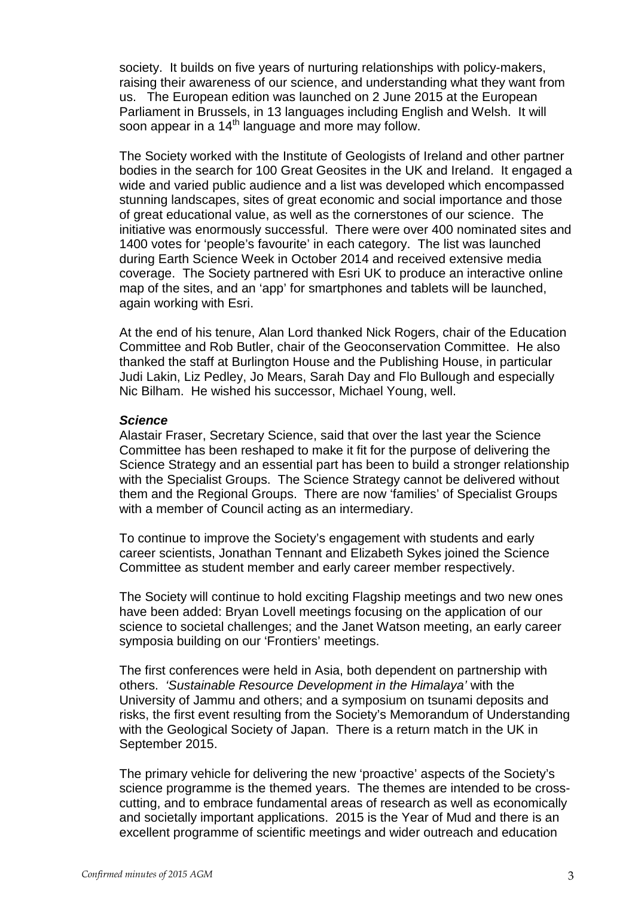society. It builds on five years of nurturing relationships with policy-makers, raising their awareness of our science, and understanding what they want from us. The European edition was launched on 2 June 2015 at the European Parliament in Brussels, in 13 languages including English and Welsh. It will soon appear in a 14th language and more may follow.

The Society worked with the Institute of Geologists of Ireland and other partner bodies in the search for 100 Great Geosites in the UK and Ireland. It engaged a wide and varied public audience and a list was developed which encompassed stunning landscapes, sites of great economic and social importance and those of great educational value, as well as the cornerstones of our science. The initiative was enormously successful. There were over 400 nominated sites and 1400 votes for 'people's favourite' in each category. The list was launched during Earth Science Week in October 2014 and received extensive media coverage. The Society partnered with Esri UK to produce an interactive online map of the sites, and an 'app' for smartphones and tablets will be launched, again working with Esri.

At the end of his tenure, Alan Lord thanked Nick Rogers, chair of the Education Committee and Rob Butler, chair of the Geoconservation Committee. He also thanked the staff at Burlington House and the Publishing House, in particular Judi Lakin, Liz Pedley, Jo Mears, Sarah Day and Flo Bullough and especially Nic Bilham. He wished his successor, Michael Young, well.

***Science***

Alastair Fraser, Secretary Science, said that over the last year the Science Committee has been reshaped to make it fit for the purpose of delivering the Science Strategy and an essential part has been to build a stronger relationship with the Specialist Groups. The Science Strategy cannot be delivered without them and the Regional Groups. There are now 'families' of Specialist Groups with a member of Council acting as an intermediary.

To continue to improve the Society's engagement with students and early career scientists, Jonathan Tennant and Elizabeth Sykes joined the Science Committee as student member and early career member respectively.

The Society will continue to hold exciting Flagship meetings and two new ones have been added: Bryan Lovell meetings focusing on the application of our science to societal challenges; and the Janet Watson meeting, an early career symposia building on our 'Frontiers' meetings.

The first conferences were held in Asia, both dependent on partnership with others. *'Sustainable Resource Development in the Himalaya'* with the University of Jammu and others; and a symposium on tsunami deposits and risks, the first event resulting from the Society's Memorandum of Understanding with the Geological Society of Japan. There is a return match in the UK in September 2015.

The primary vehicle for delivering the new 'proactive' aspects of the Society's science programme is the themed years. The themes are intended to be cross-cutting, and to embrace fundamental areas of research as well as economically and societally important applications. 2015 is the Year of Mud and there is an excellent programme of scientific meetings and wider outreach and education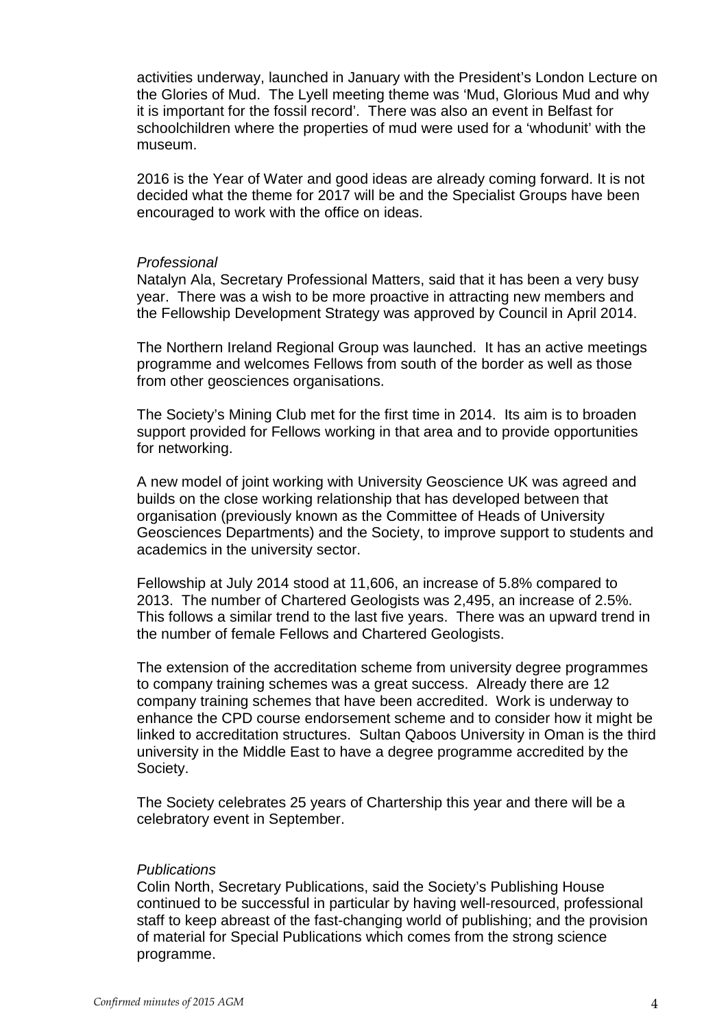activities underway, launched in January with the President's London Lecture on the Glories of Mud. The Lyell meeting theme was 'Mud, Glorious Mud and why it is important for the fossil record'. There was also an event in Belfast for schoolchildren where the properties of mud were used for a 'whodunit' with the museum.

2016 is the Year of Water and good ideas are already coming forward. It is not decided what the theme for 2017 will be and the Specialist Groups have been encouraged to work with the office on ideas.

*Professional*

Natalyn Ala, Secretary Professional Matters, said that it has been a very busy year. There was a wish to be more proactive in attracting new members and the Fellowship Development Strategy was approved by Council in April 2014.

The Northern Ireland Regional Group was launched. It has an active meetings programme and welcomes Fellows from south of the border as well as those from other geosciences organisations.

The Society's Mining Club met for the first time in 2014. Its aim is to broaden support provided for Fellows working in that area and to provide opportunities for networking.

A new model of joint working with University Geoscience UK was agreed and builds on the close working relationship that has developed between that organisation (previously known as the Committee of Heads of University Geosciences Departments) and the Society, to improve support to students and academics in the university sector.

Fellowship at July 2014 stood at 11,606, an increase of 5.8% compared to 2013. The number of Chartered Geologists was 2,495, an increase of 2.5%. This follows a similar trend to the last five years. There was an upward trend in the number of female Fellows and Chartered Geologists.

The extension of the accreditation scheme from university degree programmes to company training schemes was a great success. Already there are 12 company training schemes that have been accredited. Work is underway to enhance the CPD course endorsement scheme and to consider how it might be linked to accreditation structures. Sultan Qaboos University in Oman is the third university in the Middle East to have a degree programme accredited by the Society.

The Society celebrates 25 years of Chartership this year and there will be a celebratory event in September.

*Publications*

Colin North, Secretary Publications, said the Society's Publishing House continued to be successful in particular by having well-resourced, professional staff to keep abreast of the fast-changing world of publishing; and the provision of material for Special Publications which comes from the strong science programme.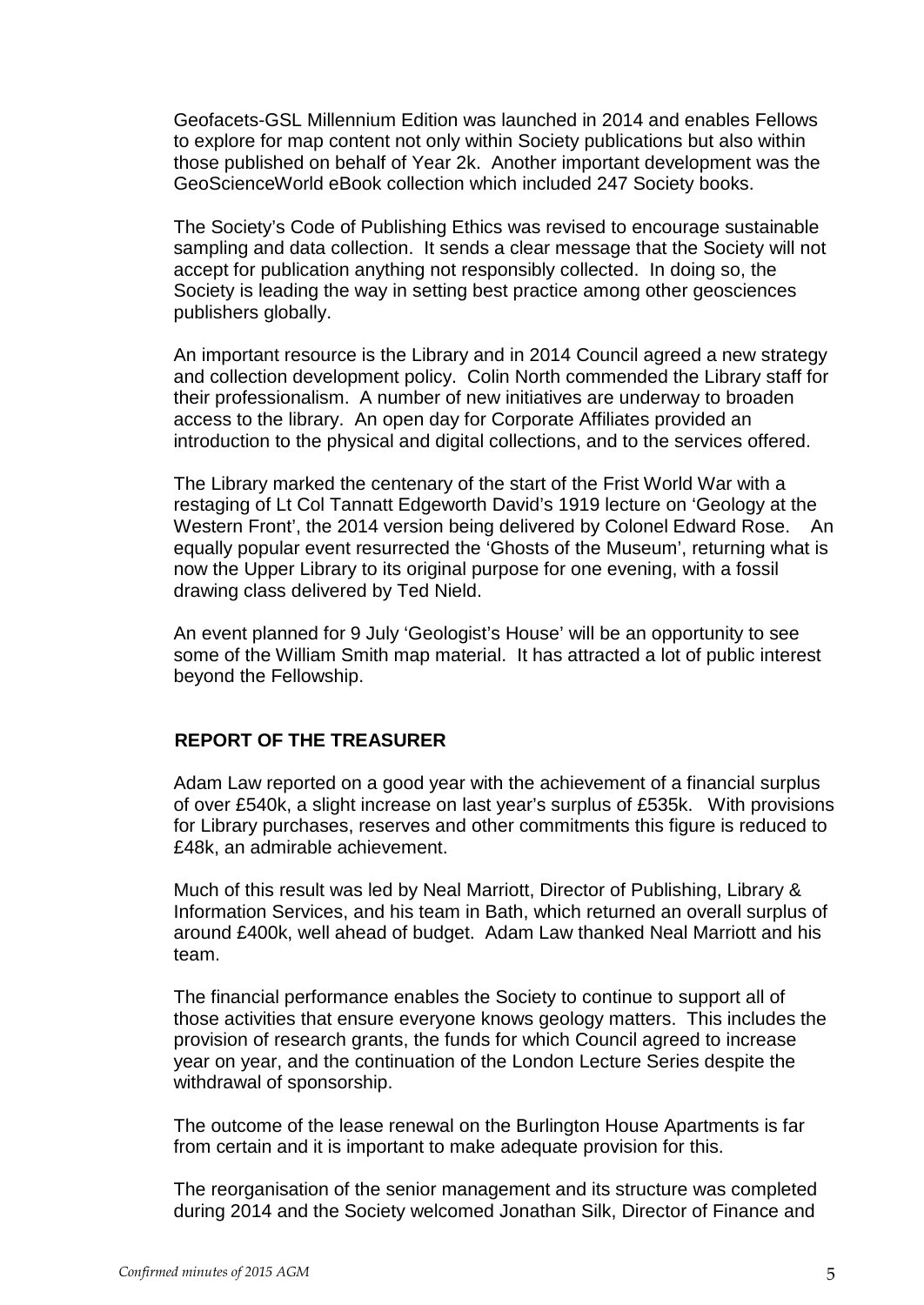Geofacets-GSL Millennium Edition was launched in 2014 and enables Fellows to explore for map content not only within Society publications but also within those published on behalf of Year 2k. Another important development was the GeoScienceWorld eBook collection which included 247 Society books.

The Society's Code of Publishing Ethics was revised to encourage sustainable sampling and data collection. It sends a clear message that the Society will not accept for publication anything not responsibly collected. In doing so, the Society is leading the way in setting best practice among other geosciences publishers globally.

An important resource is the Library and in 2014 Council agreed a new strategy and collection development policy. Colin North commended the Library staff for their professionalism. A number of new initiatives are underway to broaden access to the library. An open day for Corporate Affiliates provided an introduction to the physical and digital collections, and to the services offered.

The Library marked the centenary of the start of the Frist World War with a restaging of Lt Col Tannatt Edgeworth David's 1919 lecture on 'Geology at the Western Front', the 2014 version being delivered by Colonel Edward Rose. An equally popular event resurrected the 'Ghosts of the Museum', returning what is now the Upper Library to its original purpose for one evening, with a fossil drawing class delivered by Ted Nield.

An event planned for 9 July 'Geologist's House' will be an opportunity to see some of the William Smith map material. It has attracted a lot of public interest beyond the Fellowship.

## REPORT OF THE TREASURER

Adam Law reported on a good year with the achievement of a financial surplus of over £540k, a slight increase on last year's surplus of £535k. With provisions for Library purchases, reserves and other commitments this figure is reduced to £48k, an admirable achievement.

Much of this result was led by Neal Marriott, Director of Publishing, Library & Information Services, and his team in Bath, which returned an overall surplus of around £400k, well ahead of budget. Adam Law thanked Neal Marriott and his team.

The financial performance enables the Society to continue to support all of those activities that ensure everyone knows geology matters. This includes the provision of research grants, the funds for which Council agreed to increase year on year, and the continuation of the London Lecture Series despite the withdrawal of sponsorship.

The outcome of the lease renewal on the Burlington House Apartments is far from certain and it is important to make adequate provision for this.

The reorganisation of the senior management and its structure was completed during 2014 and the Society welcomed Jonathan Silk, Director of Finance and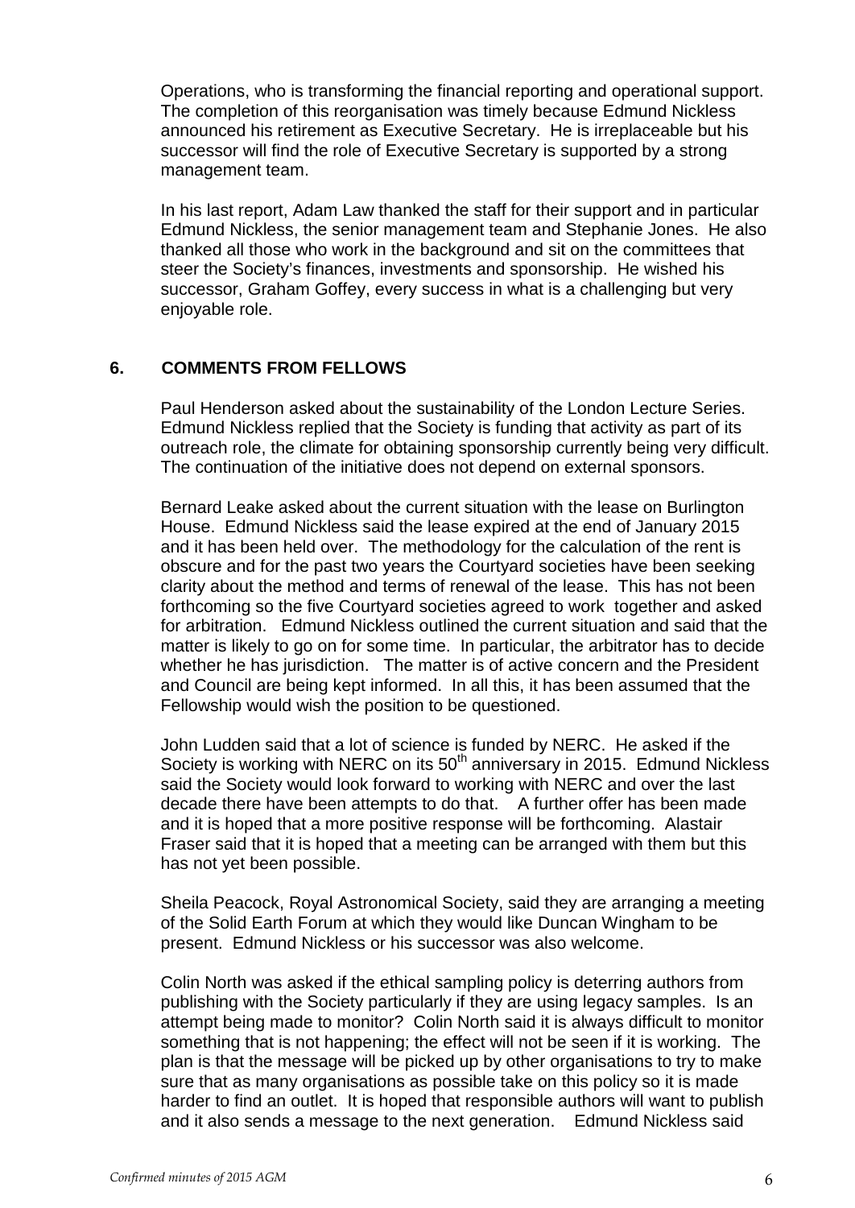Operations, who is transforming the financial reporting and operational support. The completion of this reorganisation was timely because Edmund Nickless announced his retirement as Executive Secretary. He is irreplaceable but his successor will find the role of Executive Secretary is supported by a strong management team.

In his last report, Adam Law thanked the staff for their support and in particular Edmund Nickless, the senior management team and Stephanie Jones. He also thanked all those who work in the background and sit on the committees that steer the Society's finances, investments and sponsorship. He wished his successor, Graham Goffey, every success in what is a challenging but very enjoyable role.

## 6. COMMENTS FROM FELLOWS

Paul Henderson asked about the sustainability of the London Lecture Series. Edmund Nickless replied that the Society is funding that activity as part of its outreach role, the climate for obtaining sponsorship currently being very difficult. The continuation of the initiative does not depend on external sponsors.

Bernard Leake asked about the current situation with the lease on Burlington House. Edmund Nickless said the lease expired at the end of January 2015 and it has been held over. The methodology for the calculation of the rent is obscure and for the past two years the Courtyard societies have been seeking clarity about the method and terms of renewal of the lease. This has not been forthcoming so the five Courtyard societies agreed to work together and asked for arbitration. Edmund Nickless outlined the current situation and said that the matter is likely to go on for some time. In particular, the arbitrator has to decide whether he has jurisdiction. The matter is of active concern and the President and Council are being kept informed. In all this, it has been assumed that the Fellowship would wish the position to be questioned.

John Ludden said that a lot of science is funded by NERC. He asked if the Society is working with NERC on its 50th anniversary in 2015. Edmund Nickless said the Society would look forward to working with NERC and over the last decade there have been attempts to do that. A further offer has been made and it is hoped that a more positive response will be forthcoming. Alastair Fraser said that it is hoped that a meeting can be arranged with them but this has not yet been possible.

Sheila Peacock, Royal Astronomical Society, said they are arranging a meeting of the Solid Earth Forum at which they would like Duncan Wingham to be present. Edmund Nickless or his successor was also welcome.

Colin North was asked if the ethical sampling policy is deterring authors from publishing with the Society particularly if they are using legacy samples. Is an attempt being made to monitor? Colin North said it is always difficult to monitor something that is not happening; the effect will not be seen if it is working. The plan is that the message will be picked up by other organisations to try to make sure that as many organisations as possible take on this policy so it is made harder to find an outlet. It is hoped that responsible authors will want to publish and it also sends a message to the next generation. Edmund Nickless said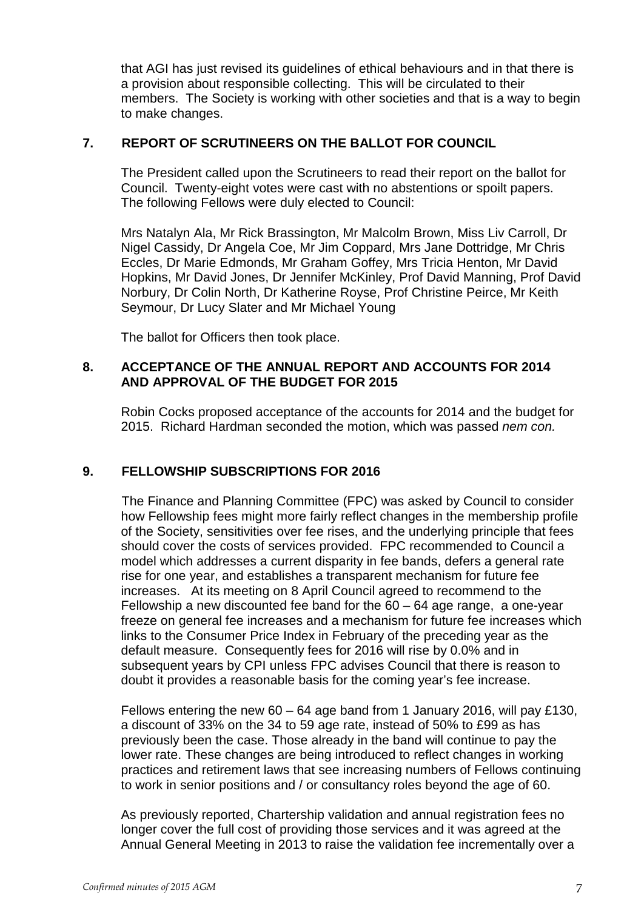that AGI has just revised its guidelines of ethical behaviours and in that there is a provision about responsible collecting. This will be circulated to their members. The Society is working with other societies and that is a way to begin to make changes.

## 7. REPORT OF SCRUTINEERS ON THE BALLOT FOR COUNCIL

The President called upon the Scrutineers to read their report on the ballot for Council. Twenty-eight votes were cast with no abstentions or spoilt papers. The following Fellows were duly elected to Council:

Mrs Natalyn Ala, Mr Rick Brassington, Mr Malcolm Brown, Miss Liv Carroll, Dr Nigel Cassidy, Dr Angela Coe, Mr Jim Coppard, Mrs Jane Dottridge, Mr Chris Eccles, Dr Marie Edmonds, Mr Graham Goffey, Mrs Tricia Henton, Mr David Hopkins, Mr David Jones, Dr Jennifer McKinley, Prof David Manning, Prof David Norbury, Dr Colin North, Dr Katherine Royse, Prof Christine Peirce, Mr Keith Seymour, Dr Lucy Slater and Mr Michael Young

The ballot for Officers then took place.

## 8. ACCEPTANCE OF THE ANNUAL REPORT AND ACCOUNTS FOR 2014 AND APPROVAL OF THE BUDGET FOR 2015

Robin Cocks proposed acceptance of the accounts for 2014 and the budget for 2015. Richard Hardman seconded the motion, which was passed *nem con.*

## 9. FELLOWSHIP SUBSCRIPTIONS FOR 2016

The Finance and Planning Committee (FPC) was asked by Council to consider how Fellowship fees might more fairly reflect changes in the membership profile of the Society, sensitivities over fee rises, and the underlying principle that fees should cover the costs of services provided. FPC recommended to Council a model which addresses a current disparity in fee bands, defers a general rate rise for one year, and establishes a transparent mechanism for future fee increases. At its meeting on 8 April Council agreed to recommend to the Fellowship a new discounted fee band for the 60 – 64 age range, a one-year freeze on general fee increases and a mechanism for future fee increases which links to the Consumer Price Index in February of the preceding year as the default measure. Consequently fees for 2016 will rise by 0.0% and in subsequent years by CPI unless FPC advises Council that there is reason to doubt it provides a reasonable basis for the coming year's fee increase.

Fellows entering the new 60 – 64 age band from 1 January 2016, will pay £130, a discount of 33% on the 34 to 59 age rate, instead of 50% to £99 as has previously been the case. Those already in the band will continue to pay the lower rate. These changes are being introduced to reflect changes in working practices and retirement laws that see increasing numbers of Fellows continuing to work in senior positions and / or consultancy roles beyond the age of 60.

As previously reported, Chartership validation and annual registration fees no longer cover the full cost of providing those services and it was agreed at the Annual General Meeting in 2013 to raise the validation fee incrementally over a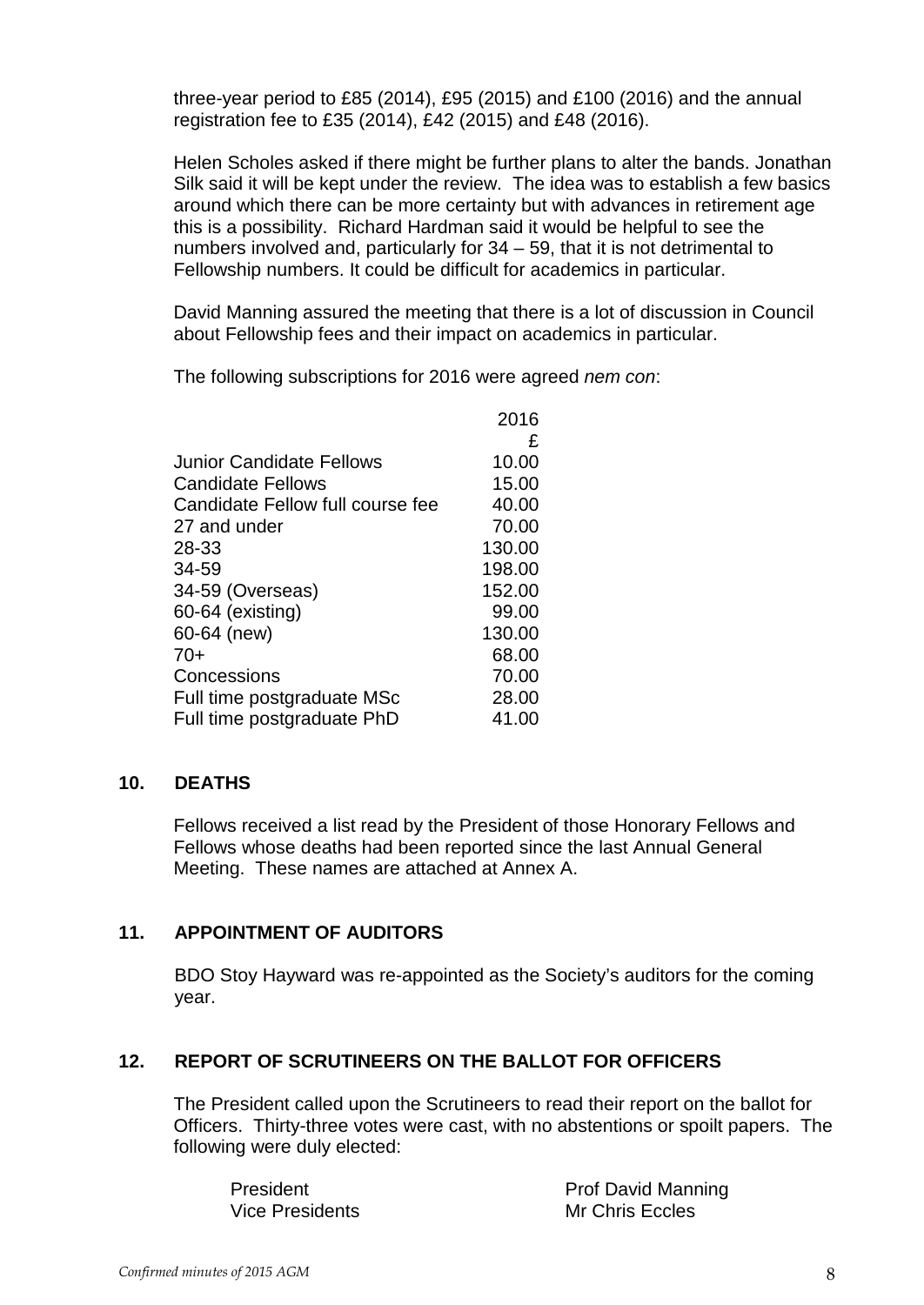three-year period to £85 (2014), £95 (2015) and £100 (2016) and the annual registration fee to £35 (2014), £42 (2015) and £48 (2016).

Helen Scholes asked if there might be further plans to alter the bands. Jonathan Silk said it will be kept under the review. The idea was to establish a few basics around which there can be more certainty but with advances in retirement age this is a possibility. Richard Hardman said it would be helpful to see the numbers involved and, particularly for 34 – 59, that it is not detrimental to Fellowship numbers. It could be difficult for academics in particular.

David Manning assured the meeting that there is a lot of discussion in Council about Fellowship fees and their impact on academics in particular.

The following subscriptions for 2016 were agreed *nem con*:

| | 2016 £ |
|---|---|
| Junior Candidate Fellows | 10.00 |
| Candidate Fellows | 15.00 |
| Candidate Fellow full course fee | 40.00 |
| 27 and under | 70.00 |
| 28-33 | 130.00 |
| 34-59 | 198.00 |
| 34-59 (Overseas) | 152.00 |
| 60-64 (existing) | 99.00 |
| 60-64 (new) | 130.00 |
| 70+ | 68.00 |
| Concessions | 70.00 |
| Full time postgraduate MSc | 28.00 |
| Full time postgraduate PhD | 41.00 |

## 10. DEATHS

Fellows received a list read by the President of those Honorary Fellows and Fellows whose deaths had been reported since the last Annual General Meeting. These names are attached at Annex A.

## 11. APPOINTMENT OF AUDITORS

BDO Stoy Hayward was re-appointed as the Society's auditors for the coming year.

## 12. REPORT OF SCRUTINEERS ON THE BALLOT FOR OFFICERS

The President called upon the Scrutineers to read their report on the ballot for Officers. Thirty-three votes were cast, with no abstentions or spoilt papers. The following were duly elected:

| | |
|---|---|
| President | Prof David Manning |
| Vice Presidents | Mr Chris Eccles |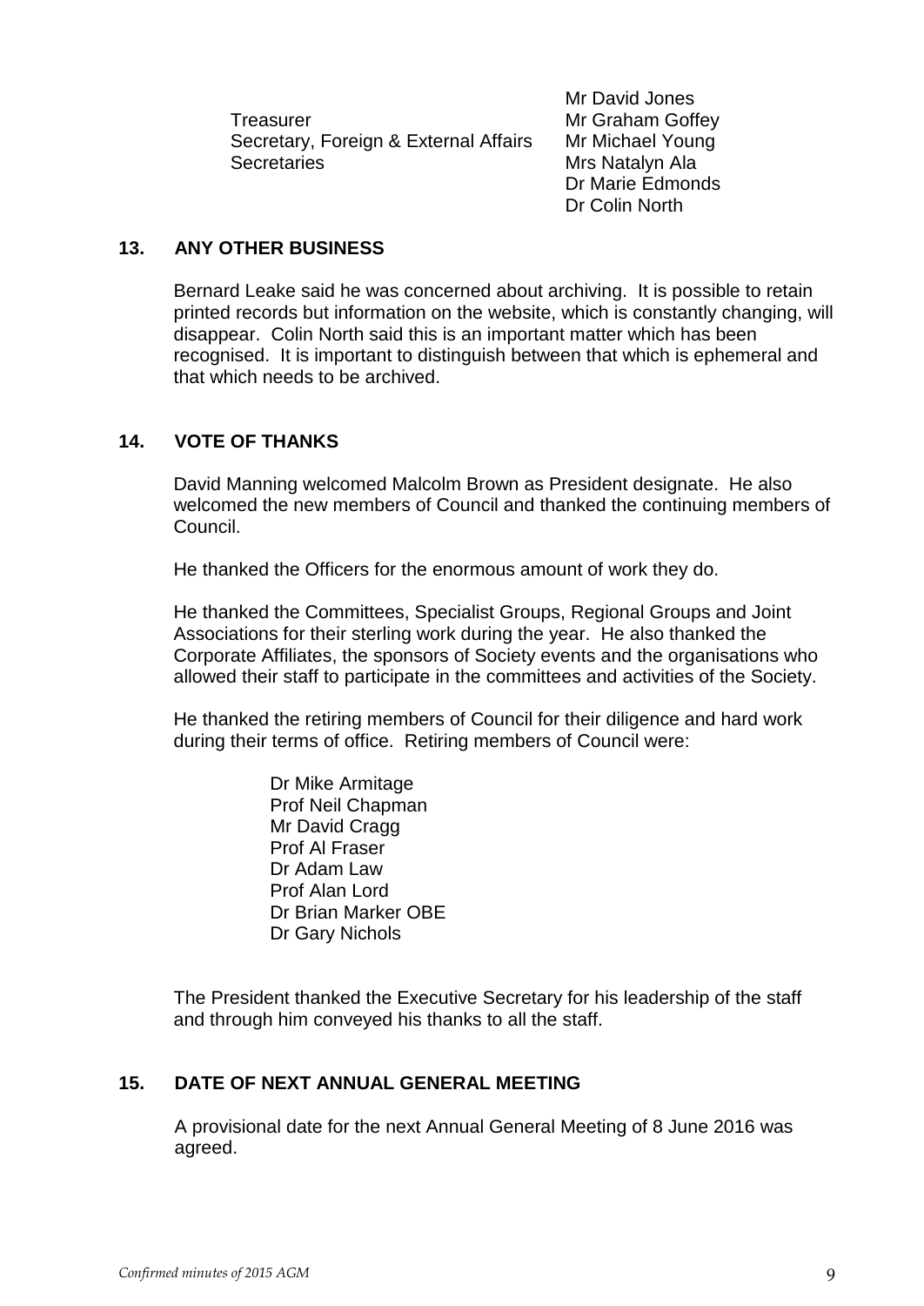| | |
|---|---|
| | Mr David Jones |
| Treasurer | Mr Graham Goffey |
| Secretary, Foreign & External Affairs | Mr Michael Young |
| Secretaries | Mrs Natalyn Ala |
| | Dr Marie Edmonds |
| | Dr Colin North |

## 13. ANY OTHER BUSINESS

Bernard Leake said he was concerned about archiving. It is possible to retain printed records but information on the website, which is constantly changing, will disappear. Colin North said this is an important matter which has been recognised. It is important to distinguish between that which is ephemeral and that which needs to be archived.

## 14. VOTE OF THANKS

David Manning welcomed Malcolm Brown as President designate. He also welcomed the new members of Council and thanked the continuing members of Council.

He thanked the Officers for the enormous amount of work they do.

He thanked the Committees, Specialist Groups, Regional Groups and Joint Associations for their sterling work during the year. He also thanked the Corporate Affiliates, the sponsors of Society events and the organisations who allowed their staff to participate in the committees and activities of the Society.

He thanked the retiring members of Council for their diligence and hard work during their terms of office. Retiring members of Council were:

Dr Mike Armitage
Prof Neil Chapman
Mr David Cragg
Prof Al Fraser
Dr Adam Law
Prof Alan Lord
Dr Brian Marker OBE
Dr Gary Nichols

The President thanked the Executive Secretary for his leadership of the staff and through him conveyed his thanks to all the staff.

## 15. DATE OF NEXT ANNUAL GENERAL MEETING

A provisional date for the next Annual General Meeting of 8 June 2016 was agreed.

*Confirmed minutes of 2015 AGM*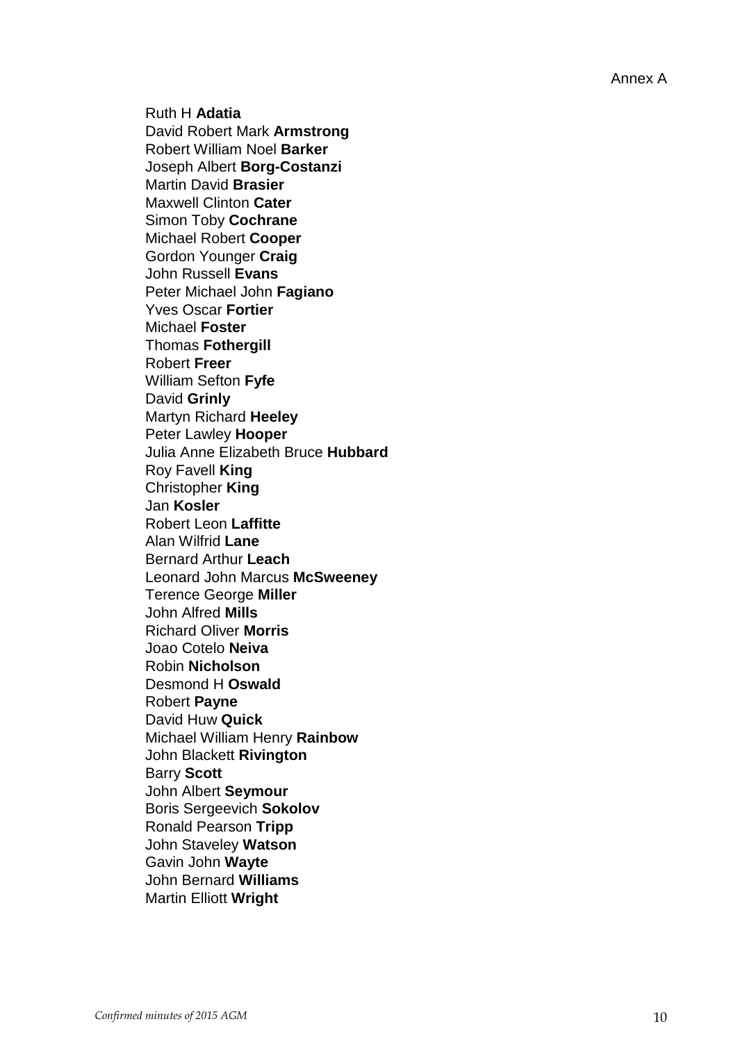Annex A

Ruth H **Adatia**
David Robert Mark **Armstrong**
Robert William Noel **Barker**
Joseph Albert **Borg-Costanzi**
Martin David **Brasier**
Maxwell Clinton **Cater**
Simon Toby **Cochrane**
Michael Robert **Cooper**
Gordon Younger **Craig**
John Russell **Evans**
Peter Michael John **Fagiano**
Yves Oscar **Fortier**
Michael **Foster**
Thomas **Fothergill**
Robert **Freer**
William Sefton **Fyfe**
David **Grinly**
Martyn Richard **Heeley**
Peter Lawley **Hooper**
Julia Anne Elizabeth Bruce **Hubbard**
Roy Favell **King**
Christopher **King**
Jan **Kosler**
Robert Leon **Laffitte**
Alan Wilfrid **Lane**
Bernard Arthur **Leach**
Leonard John Marcus **McSweeney**
Terence George **Miller**
John Alfred **Mills**
Richard Oliver **Morris**
Joao Cotelo **Neiva**
Robin **Nicholson**
Desmond H **Oswald**
Robert **Payne**
David Huw **Quick**
Michael William Henry **Rainbow**
John Blackett **Rivington**
Barry **Scott**
John Albert **Seymour**
Boris Sergeevich **Sokolov**
Ronald Pearson **Tripp**
John Staveley **Watson**
Gavin John **Wayte**
John Bernard **Williams**
Martin Elliott **Wright**